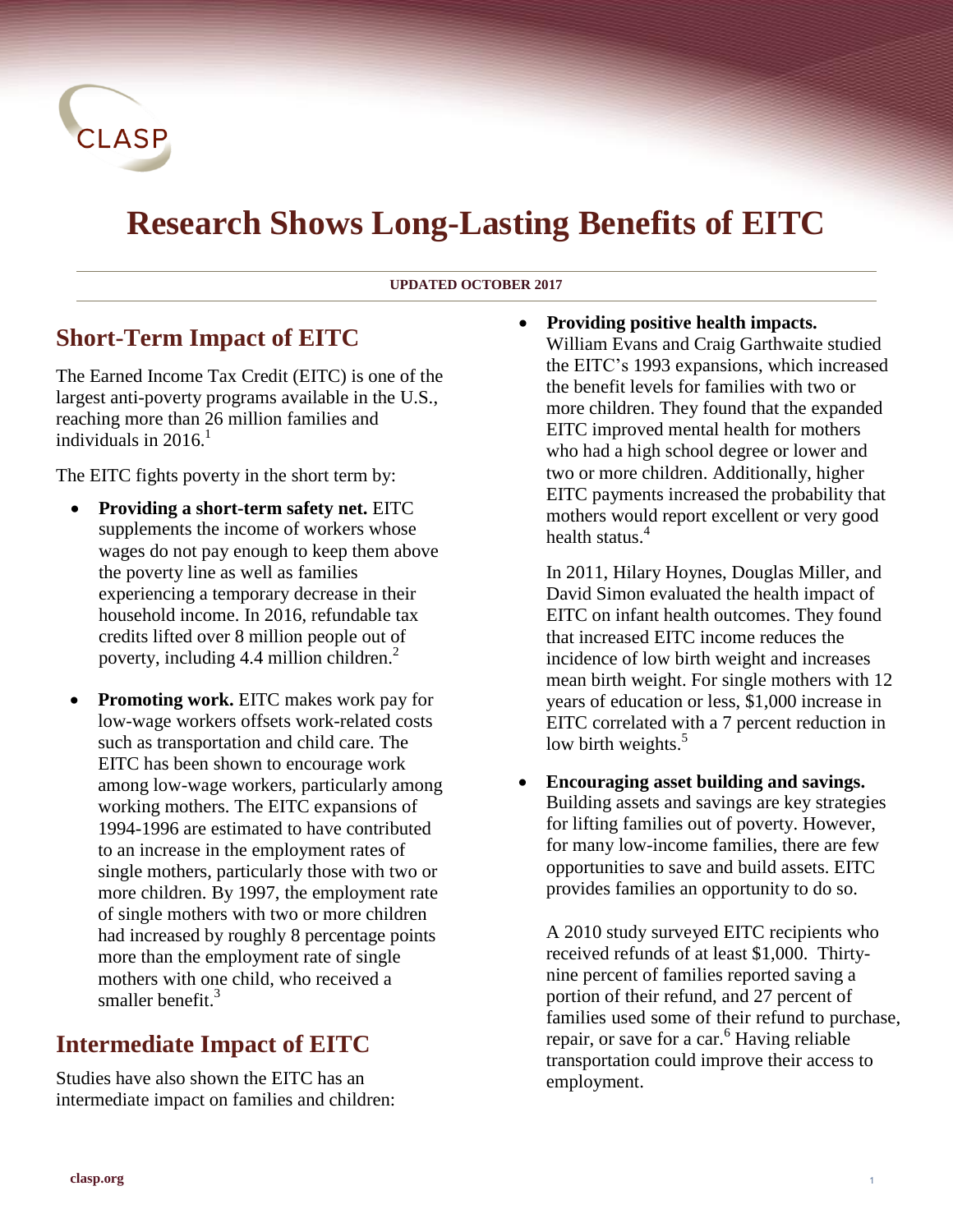# Research Shows Long-Lasting Benefits of EITC

**UPDATED OCTOBER 2017**

## Short-Term Impact of EITC

The Earned Income Tax Credit (EITC) is one of the largest anti-poverty programs available in the U.S., reaching more than 26 million families and individuals in 2016.[1]

The EITC fights poverty in the short term by:

- **Providing a short-term safety net.** EITC supplements the income of workers whose wages do not pay enough to keep them above the poverty line as well as families experiencing a temporary decrease in their household income. In 2016, refundable tax credits lifted over 8 million people out of poverty, including 4.4 million children.[2]

- **Promoting work.** EITC makes work pay for low-wage workers offsets work-related costs such as transportation and child care. The EITC has been shown to encourage work among low-wage workers, particularly among working mothers. The EITC expansions of 1994-1996 are estimated to have contributed to an increase in the employment rates of single mothers, particularly those with two or more children. By 1997, the employment rate of single mothers with two or more children had increased by roughly 8 percentage points more than the employment rate of single mothers with one child, who received a smaller benefit.[3]

## Intermediate Impact of EITC

Studies have also shown the EITC has an intermediate impact on families and children:

- **Providing positive health impacts.** William Evans and Craig Garthwaite studied the EITC's 1993 expansions, which increased the benefit levels for families with two or more children. They found that the expanded EITC improved mental health for mothers who had a high school degree or lower and two or more children. Additionally, higher EITC payments increased the probability that mothers would report excellent or very good health status.[4]

  In 2011, Hilary Hoynes, Douglas Miller, and David Simon evaluated the health impact of EITC on infant health outcomes. They found that increased EITC income reduces the incidence of low birth weight and increases mean birth weight. For single mothers with 12 years of education or less, $1,000 increase in EITC correlated with a 7 percent reduction in low birth weights.[5]

- **Encouraging asset building and savings.** Building assets and savings are key strategies for lifting families out of poverty. However, for many low-income families, there are few opportunities to save and build assets. EITC provides families an opportunity to do so.

  A 2010 study surveyed EITC recipients who received refunds of at least $1,000. Thirty-nine percent of families reported saving a portion of their refund, and 27 percent of families used some of their refund to purchase, repair, or save for a car.[6] Having reliable transportation could improve their access to employment.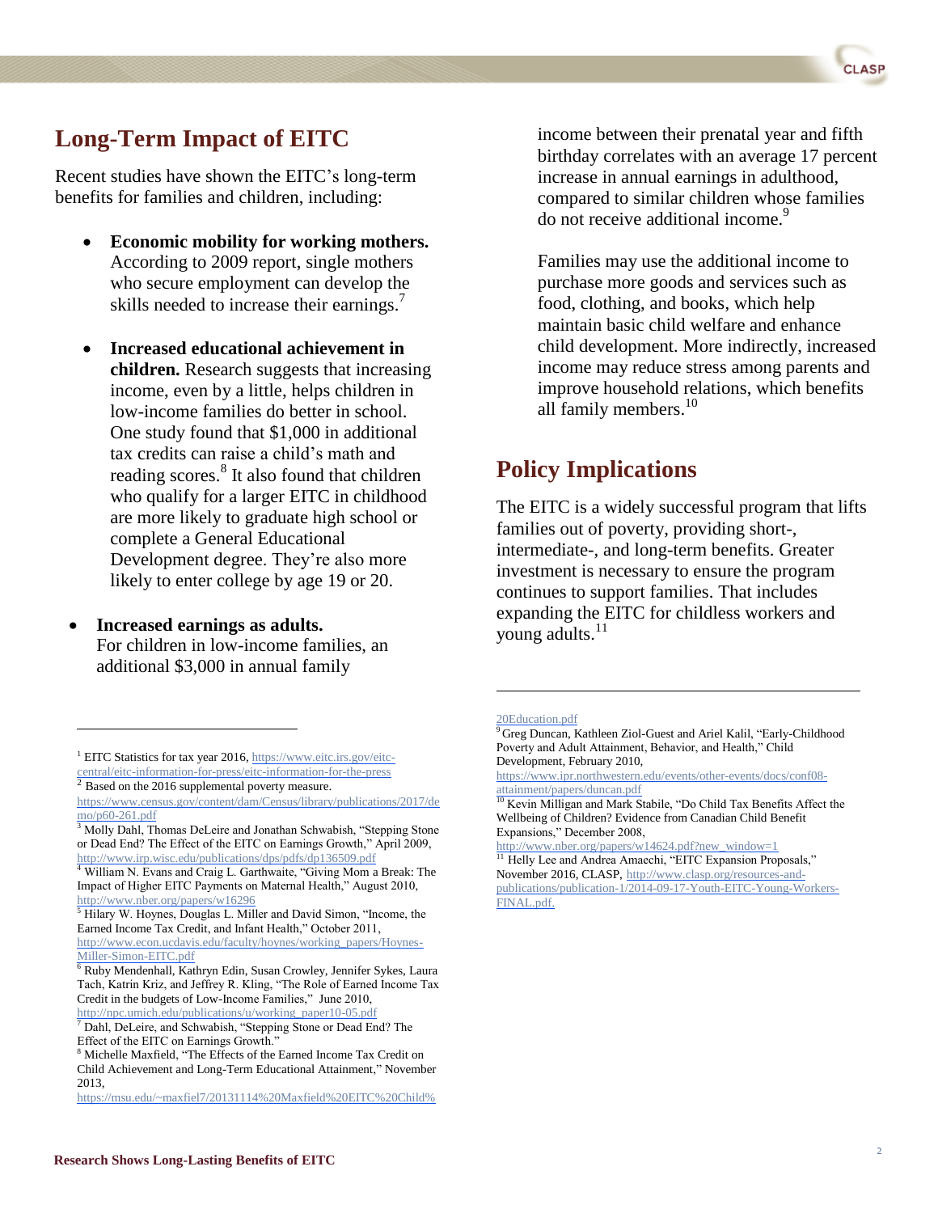## Long-Term Impact of EITC

Recent studies have shown the EITC's long-term benefits for families and children, including:

- **Economic mobility for working mothers.** According to 2009 report, single mothers who secure employment can develop the skills needed to increase their earnings.[7]

- **Increased educational achievement in children.** Research suggests that increasing income, even by a little, helps children in low-income families do better in school. One study found that $1,000 in additional tax credits can raise a child's math and reading scores.[8] It also found that children who qualify for a larger EITC in childhood are more likely to graduate high school or complete a General Educational Development degree. They're also more likely to enter college by age 19 or 20.

- **Increased earnings as adults.** For children in low-income families, an additional $3,000 in annual family income between their prenatal year and fifth birthday correlates with an average 17 percent increase in annual earnings in adulthood, compared to similar children whose families do not receive additional income.[9]

Families may use the additional income to purchase more goods and services such as food, clothing, and books, which help maintain basic child welfare and enhance child development. More indirectly, increased income may reduce stress among parents and improve household relations, which benefits all family members.[10]

## Policy Implications

The EITC is a widely successful program that lifts families out of poverty, providing short-, intermediate-, and long-term benefits. Greater investment is necessary to ensure the program continues to support families. That includes expanding the EITC for childless workers and young adults.[11]

---

[1] EITC Statistics for tax year 2016, https://www.eitc.irs.gov/eitc-central/eitc-information-for-press/eitc-information-for-the-press

[2] Based on the 2016 supplemental poverty measure. https://www.census.gov/content/dam/Census/library/publications/2017/demo/p60-261.pdf

[3] Molly Dahl, Thomas DeLeire and Jonathan Schwabish, "Stepping Stone or Dead End? The Effect of the EITC on Earnings Growth," April 2009, http://www.irp.wisc.edu/publications/dps/pdfs/dp136509.pdf

[4] William N. Evans and Craig L. Garthwaite, "Giving Mom a Break: The Impact of Higher EITC Payments on Maternal Health," August 2010, http://www.nber.org/papers/w16296

[5] Hilary W. Hoynes, Douglas L. Miller and David Simon, "Income, the Earned Income Tax Credit, and Infant Health," October 2011, http://www.econ.ucdavis.edu/faculty/hoynes/working_papers/Hoynes-Miller-Simon-EITC.pdf

[6] Ruby Mendenhall, Kathryn Edin, Susan Crowley, Jennifer Sykes, Laura Tach, Katrin Kriz, and Jeffrey R. Kling, "The Role of Earned Income Tax Credit in the budgets of Low-Income Families," June 2010, http://npc.umich.edu/publications/u/working_paper10-05.pdf

[7] Dahl, DeLeire, and Schwabish, "Stepping Stone or Dead End? The Effect of the EITC on Earnings Growth."

[8] Michelle Maxfield, "The Effects of the Earned Income Tax Credit on Child Achievement and Long-Term Educational Attainment," November 2013, https://msu.edu/~maxfiel7/20131114%20Maxfield%20EITC%20Child%20Education.pdf

[9] Greg Duncan, Kathleen Ziol-Guest and Ariel Kalil, "Early-Childhood Poverty and Adult Attainment, Behavior, and Health," Child Development, February 2010, https://www.ipr.northwestern.edu/events/other-events/docs/conf08-attainment/papers/duncan.pdf

[10] Kevin Milligan and Mark Stabile, "Do Child Tax Benefits Affect the Wellbeing of Children? Evidence from Canadian Child Benefit Expansions," December 2008, http://www.nber.org/papers/w14624.pdf?new_window=1

[11] Helly Lee and Andrea Amaechi, "EITC Expansion Proposals," November 2016, CLASP, http://www.clasp.org/resources-and-publications/publication-1/2014-09-17-Youth-EITC-Young-Workers-FINAL.pdf.